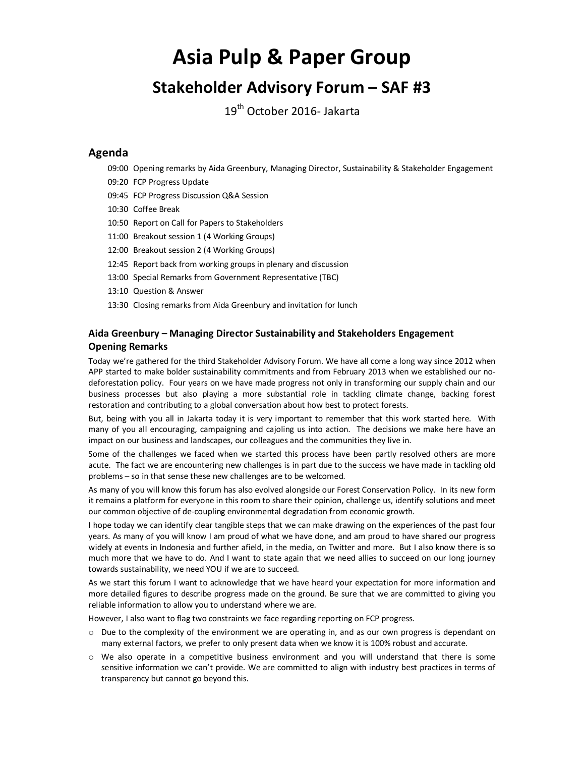# Asia Pulp & Paper Group

## Stakeholder Advisory Forum – SAF #3

19th October 2016- Jakarta

### Agenda

- 09:00 Opening remarks by Aida Greenbury, Managing Director, Sustainability & Stakeholder Engagement
- 09:20 FCP Progress Update
- 09:45 FCP Progress Discussion Q&A Session
- 10:30 Coffee Break
- 10:50 Report on Call for Papers to Stakeholders
- 11:00 Breakout session 1 (4 Working Groups)
- 12:00 Breakout session 2 (4 Working Groups)
- 12:45 Report back from working groups in plenary and discussion
- 13:00 Special Remarks from Government Representative (TBC)
- 13:10 Question & Answer
- 13:30 Closing remarks from Aida Greenbury and invitation for lunch

#### Aida Greenbury – Managing Director Sustainability and Stakeholders Engagement Opening Remarks

Today we're gathered for the third Stakeholder Advisory Forum. We have all come a long way since 2012 when APP started to make bolder sustainability commitments and from February 2013 when we established our no-deforestation policy. Four years on we have made progress not only in transforming our supply chain and our business processes but also playing a more substantial role in tackling climate change, backing forest restoration and contributing to a global conversation about how best to protect forests.

But, being with you all in Jakarta today it is very important to remember that this work started here. With many of you all encouraging, campaigning and cajoling us into action. The decisions we make here have an impact on our business and landscapes, our colleagues and the communities they live in.

Some of the challenges we faced when we started this process have been partly resolved others are more acute. The fact we are encountering new challenges is in part due to the success we have made in tackling old problems – so in that sense these new challenges are to be welcomed.

As many of you will know this forum has also evolved alongside our Forest Conservation Policy. In its new form it remains a platform for everyone in this room to share their opinion, challenge us, identify solutions and meet our common objective of de-coupling environmental degradation from economic growth.

I hope today we can identify clear tangible steps that we can make drawing on the experiences of the past four years. As many of you will know I am proud of what we have done, and am proud to have shared our progress widely at events in Indonesia and further afield, in the media, on Twitter and more. But I also know there is so much more that we have to do. And I want to state again that we need allies to succeed on our long journey towards sustainability, we need YOU if we are to succeed.

As we start this forum I want to acknowledge that we have heard your expectation for more information and more detailed figures to describe progress made on the ground. Be sure that we are committed to giving you reliable information to allow you to understand where we are.

However, I also want to flag two constraints we face regarding reporting on FCP progress.

- Due to the complexity of the environment we are operating in, and as our own progress is dependant on many external factors, we prefer to only present data when we know it is 100% robust and accurate.
- We also operate in a competitive business environment and you will understand that there is some sensitive information we can't provide. We are committed to align with industry best practices in terms of transparency but cannot go beyond this.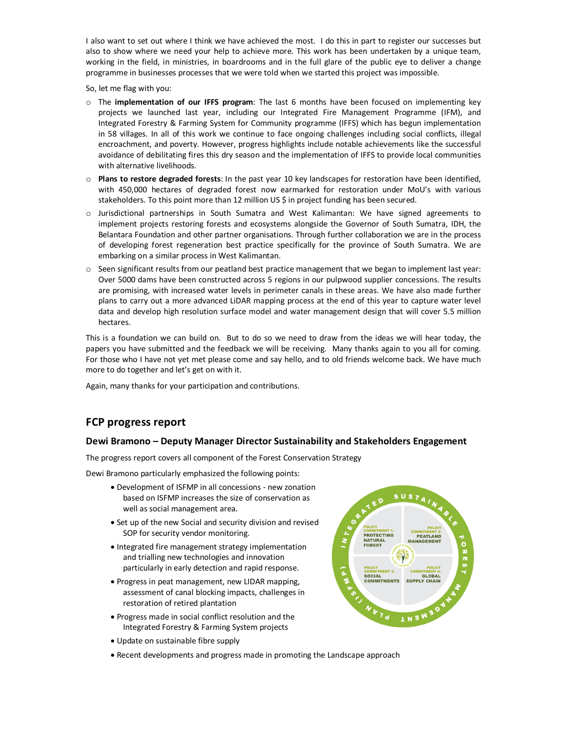I also want to set out where I think we have achieved the most. I do this in part to register our successes but also to show where we need your help to achieve more. This work has been undertaken by a unique team, working in the field, in ministries, in boardrooms and in the full glare of the public eye to deliver a change programme in businesses processes that we were told when we started this project was impossible.

So, let me flag with you:

- The **implementation of our IFFS program**: The last 6 months have been focused on implementing key projects we launched last year, including our Integrated Fire Management Programme (IFM), and Integrated Forestry & Farming System for Community programme (IFFS) which has begun implementation in 58 villages. In all of this work we continue to face ongoing challenges including social conflicts, illegal encroachment, and poverty. However, progress highlights include notable achievements like the successful avoidance of debilitating fires this dry season and the implementation of IFFS to provide local communities with alternative livelihoods.
- **Plans to restore degraded forests**: In the past year 10 key landscapes for restoration have been identified, with 450,000 hectares of degraded forest now earmarked for restoration under MoU's with various stakeholders. To this point more than 12 million US $ in project funding has been secured.
- Jurisdictional partnerships in South Sumatra and West Kalimantan: We have signed agreements to implement projects restoring forests and ecosystems alongside the Governor of South Sumatra, IDH, the Belantara Foundation and other partner organisations. Through further collaboration we are in the process of developing forest regeneration best practice specifically for the province of South Sumatra. We are embarking on a similar process in West Kalimantan.
- Seen significant results from our peatland best practice management that we began to implement last year: Over 5000 dams have been constructed across 5 regions in our pulpwood supplier concessions. The results are promising, with increased water levels in perimeter canals in these areas. We have also made further plans to carry out a more advanced LiDAR mapping process at the end of this year to capture water level data and develop high resolution surface model and water management design that will cover 5.5 million hectares.

This is a foundation we can build on. But to do so we need to draw from the ideas we will hear today, the papers you have submitted and the feedback we will be receiving. Many thanks again to you all for coming. For those who I have not yet met please come and say hello, and to old friends welcome back. We have much more to do together and let's get on with it.

Again, many thanks for your participation and contributions.

## FCP progress report

### Dewi Bramono – Deputy Manager Director Sustainability and Stakeholders Engagement

The progress report covers all component of the Forest Conservation Strategy

Dewi Bramono particularly emphasized the following points:

- Development of ISFMP in all concessions - new zonation based on ISFMP increases the size of conservation as well as social management area.
- Set up of the new Social and security division and revised SOP for security vendor monitoring.
- Integrated fire management strategy implementation and trialling new technologies and innovation particularly in early detection and rapid response.
- Progress in peat management, new LIDAR mapping, assessment of canal blocking impacts, challenges in restoration of retired plantation
- Progress made in social conflict resolution and the Integrated Forestry & Farming System projects
- Update on sustainable fibre supply
- Recent developments and progress made in promoting the Landscape approach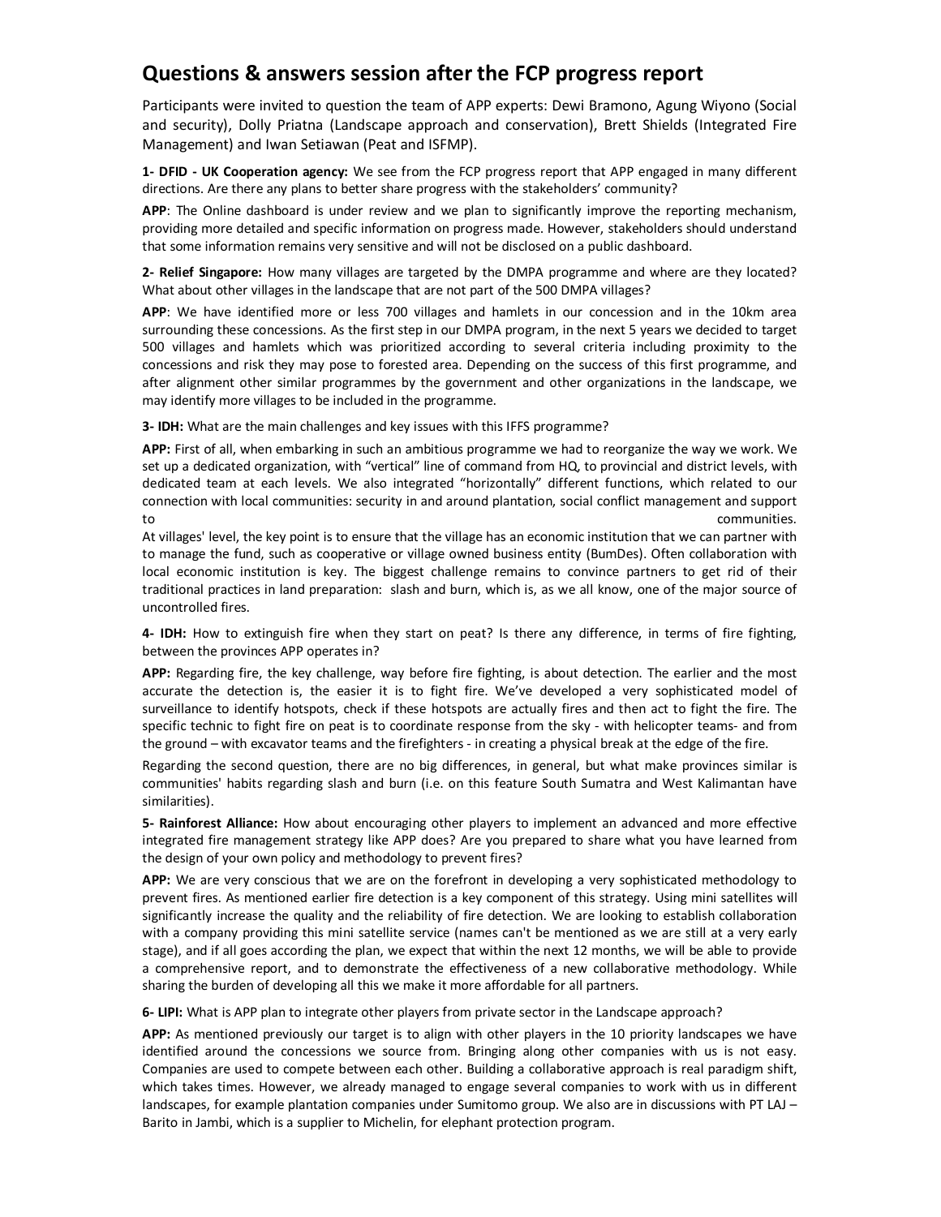## Questions & answers session after the FCP progress report

Participants were invited to question the team of APP experts: Dewi Bramono, Agung Wiyono (Social and security), Dolly Priatna (Landscape approach and conservation), Brett Shields (Integrated Fire Management) and Iwan Setiawan (Peat and ISFMP).

**1- DFID - UK Cooperation agency:** We see from the FCP progress report that APP engaged in many different directions. Are there any plans to better share progress with the stakeholders' community?

**APP**: The Online dashboard is under review and we plan to significantly improve the reporting mechanism, providing more detailed and specific information on progress made. However, stakeholders should understand that some information remains very sensitive and will not be disclosed on a public dashboard.

**2- Relief Singapore:** How many villages are targeted by the DMPA programme and where are they located? What about other villages in the landscape that are not part of the 500 DMPA villages?

**APP**: We have identified more or less 700 villages and hamlets in our concession and in the 10km area surrounding these concessions. As the first step in our DMPA program, in the next 5 years we decided to target 500 villages and hamlets which was prioritized according to several criteria including proximity to the concessions and risk they may pose to forested area. Depending on the success of this first programme, and after alignment other similar programmes by the government and other organizations in the landscape, we may identify more villages to be included in the programme.

**3- IDH:** What are the main challenges and key issues with this IFFS programme?

**APP:** First of all, when embarking in such an ambitious programme we had to reorganize the way we work. We set up a dedicated organization, with "vertical" line of command from HQ, to provincial and district levels, with dedicated team at each levels. We also integrated "horizontally" different functions, which related to our connection with local communities: security in and around plantation, social conflict management and support to communities.

At villages' level, the key point is to ensure that the village has an economic institution that we can partner with to manage the fund, such as cooperative or village owned business entity (BumDes). Often collaboration with local economic institution is key. The biggest challenge remains to convince partners to get rid of their traditional practices in land preparation: slash and burn, which is, as we all know, one of the major source of uncontrolled fires.

**4- IDH:** How to extinguish fire when they start on peat? Is there any difference, in terms of fire fighting, between the provinces APP operates in?

**APP:** Regarding fire, the key challenge, way before fire fighting, is about detection. The earlier and the most accurate the detection is, the easier it is to fight fire. We've developed a very sophisticated model of surveillance to identify hotspots, check if these hotspots are actually fires and then act to fight the fire. The specific technic to fight fire on peat is to coordinate response from the sky - with helicopter teams- and from the ground – with excavator teams and the firefighters - in creating a physical break at the edge of the fire.

Regarding the second question, there are no big differences, in general, but what make provinces similar is communities' habits regarding slash and burn (i.e. on this feature South Sumatra and West Kalimantan have similarities).

**5- Rainforest Alliance:** How about encouraging other players to implement an advanced and more effective integrated fire management strategy like APP does? Are you prepared to share what you have learned from the design of your own policy and methodology to prevent fires?

**APP:** We are very conscious that we are on the forefront in developing a very sophisticated methodology to prevent fires. As mentioned earlier fire detection is a key component of this strategy. Using mini satellites will significantly increase the quality and the reliability of fire detection. We are looking to establish collaboration with a company providing this mini satellite service (names can't be mentioned as we are still at a very early stage), and if all goes according the plan, we expect that within the next 12 months, we will be able to provide a comprehensive report, and to demonstrate the effectiveness of a new collaborative methodology. While sharing the burden of developing all this we make it more affordable for all partners.

**6- LIPI:** What is APP plan to integrate other players from private sector in the Landscape approach?

**APP:** As mentioned previously our target is to align with other players in the 10 priority landscapes we have identified around the concessions we source from. Bringing along other companies with us is not easy. Companies are used to compete between each other. Building a collaborative approach is real paradigm shift, which takes times. However, we already managed to engage several companies to work with us in different landscapes, for example plantation companies under Sumitomo group. We also are in discussions with PT LAJ – Barito in Jambi, which is a supplier to Michelin, for elephant protection program.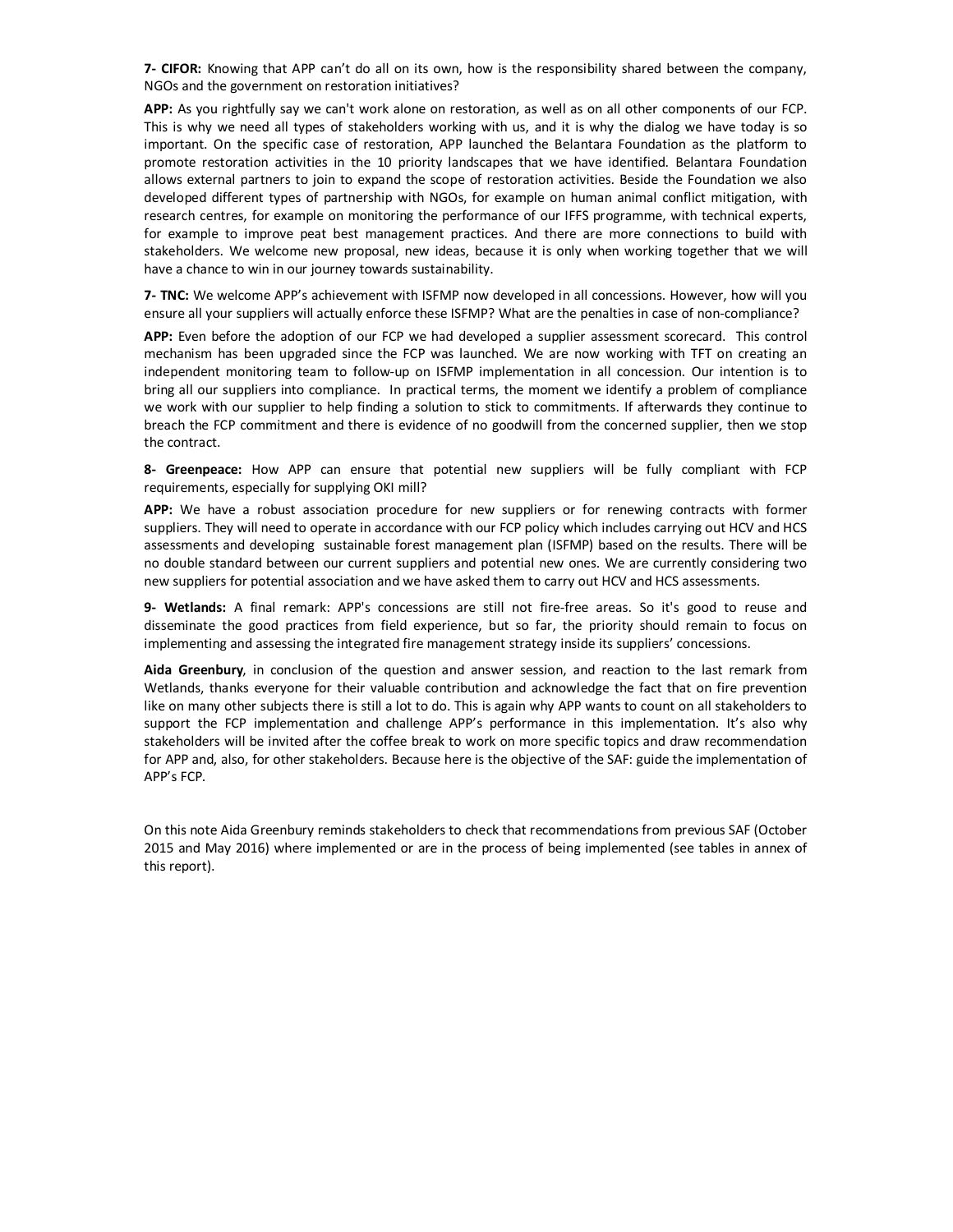**7- CIFOR:** Knowing that APP can't do all on its own, how is the responsibility shared between the company, NGOs and the government on restoration initiatives?

**APP:** As you rightfully say we can't work alone on restoration, as well as on all other components of our FCP. This is why we need all types of stakeholders working with us, and it is why the dialog we have today is so important. On the specific case of restoration, APP launched the Belantara Foundation as the platform to promote restoration activities in the 10 priority landscapes that we have identified. Belantara Foundation allows external partners to join to expand the scope of restoration activities. Beside the Foundation we also developed different types of partnership with NGOs, for example on human animal conflict mitigation, with research centres, for example on monitoring the performance of our IFFS programme, with technical experts, for example to improve peat best management practices. And there are more connections to build with stakeholders. We welcome new proposal, new ideas, because it is only when working together that we will have a chance to win in our journey towards sustainability.

**7- TNC:** We welcome APP's achievement with ISFMP now developed in all concessions. However, how will you ensure all your suppliers will actually enforce these ISFMP? What are the penalties in case of non-compliance?

**APP:** Even before the adoption of our FCP we had developed a supplier assessment scorecard. This control mechanism has been upgraded since the FCP was launched. We are now working with TFT on creating an independent monitoring team to follow-up on ISFMP implementation in all concession. Our intention is to bring all our suppliers into compliance. In practical terms, the moment we identify a problem of compliance we work with our supplier to help finding a solution to stick to commitments. If afterwards they continue to breach the FCP commitment and there is evidence of no goodwill from the concerned supplier, then we stop the contract.

**8- Greenpeace:** How APP can ensure that potential new suppliers will be fully compliant with FCP requirements, especially for supplying OKI mill?

**APP:** We have a robust association procedure for new suppliers or for renewing contracts with former suppliers. They will need to operate in accordance with our FCP policy which includes carrying out HCV and HCS assessments and developing sustainable forest management plan (ISFMP) based on the results. There will be no double standard between our current suppliers and potential new ones. We are currently considering two new suppliers for potential association and we have asked them to carry out HCV and HCS assessments.

**9- Wetlands:** A final remark: APP's concessions are still not fire-free areas. So it's good to reuse and disseminate the good practices from field experience, but so far, the priority should remain to focus on implementing and assessing the integrated fire management strategy inside its suppliers' concessions.

**Aida Greenbury**, in conclusion of the question and answer session, and reaction to the last remark from Wetlands, thanks everyone for their valuable contribution and acknowledge the fact that on fire prevention like on many other subjects there is still a lot to do. This is again why APP wants to count on all stakeholders to support the FCP implementation and challenge APP's performance in this implementation. It's also why stakeholders will be invited after the coffee break to work on more specific topics and draw recommendation for APP and, also, for other stakeholders. Because here is the objective of the SAF: guide the implementation of APP's FCP.

On this note Aida Greenbury reminds stakeholders to check that recommendations from previous SAF (October 2015 and May 2016) where implemented or are in the process of being implemented (see tables in annex of this report).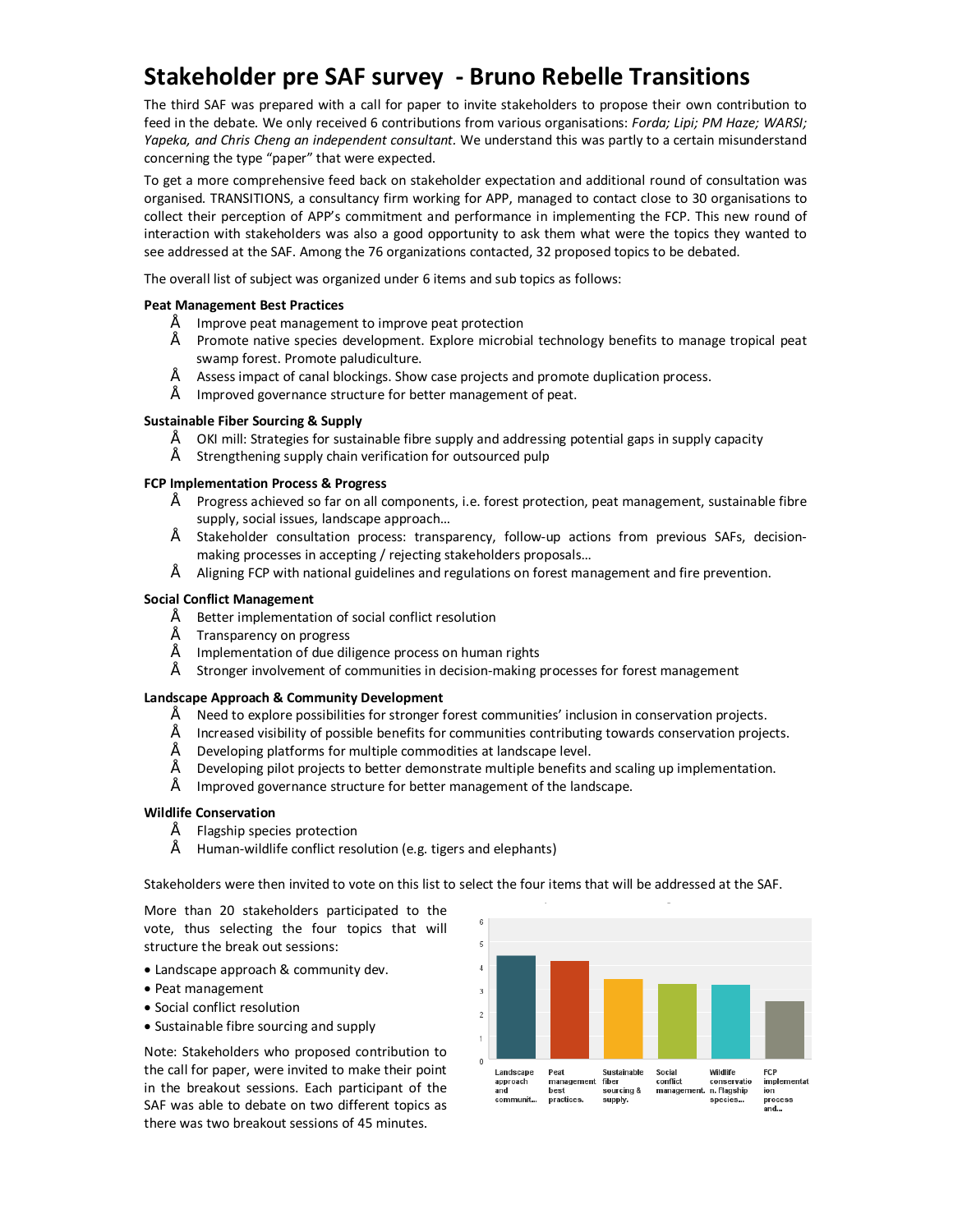# Stakeholder pre SAF survey - Bruno Rebelle Transitions

The third SAF was prepared with a call for paper to invite stakeholders to propose their own contribution to feed in the debate. We only received 6 contributions from various organisations: *Forda; Lipi; PM Haze; WARSI; Yapeka, and Chris Cheng an independent consultant.* We understand this was partly to a certain misunderstand concerning the type "paper" that were expected.

To get a more comprehensive feed back on stakeholder expectation and additional round of consultation was organised. TRANSITIONS, a consultancy firm working for APP, managed to contact close to 30 organisations to collect their perception of APP's commitment and performance in implementing the FCP. This new round of interaction with stakeholders was also a good opportunity to ask them what were the topics they wanted to see addressed at the SAF. Among the 76 organizations contacted, 32 proposed topics to be debated.

The overall list of subject was organized under 6 items and sub topics as follows:

**Peat Management Best Practices**

- Improve peat management to improve peat protection
- Promote native species development. Explore microbial technology benefits to manage tropical peat swamp forest. Promote paludiculture.
- Assess impact of canal blockings. Show case projects and promote duplication process.
- Improved governance structure for better management of peat.

**Sustainable Fiber Sourcing & Supply**

- OKI mill: Strategies for sustainable fibre supply and addressing potential gaps in supply capacity
- Strengthening supply chain verification for outsourced pulp

**FCP Implementation Process & Progress**

- Progress achieved so far on all components, i.e. forest protection, peat management, sustainable fibre supply, social issues, landscape approach…
- Stakeholder consultation process: transparency, follow-up actions from previous SAFs, decision-making processes in accepting / rejecting stakeholders proposals…
- Aligning FCP with national guidelines and regulations on forest management and fire prevention.

**Social Conflict Management**

- Better implementation of social conflict resolution
- Transparency on progress
- Implementation of due diligence process on human rights
- Stronger involvement of communities in decision-making processes for forest management

**Landscape Approach & Community Development**

- Need to explore possibilities for stronger forest communities' inclusion in conservation projects.
- Increased visibility of possible benefits for communities contributing towards conservation projects.
- Developing platforms for multiple commodities at landscape level.
- Developing pilot projects to better demonstrate multiple benefits and scaling up implementation.
- Improved governance structure for better management of the landscape.

**Wildlife Conservation**

- Flagship species protection
- Human-wildlife conflict resolution (e.g. tigers and elephants)

Stakeholders were then invited to vote on this list to select the four items that will be addressed at the SAF.

More than 20 stakeholders participated to the vote, thus selecting the four topics that will structure the break out sessions:

- Landscape approach & community dev.
- Peat management
- Social conflict resolution
- Sustainable fibre sourcing and supply

Note: Stakeholders who proposed contribution to the call for paper, were invited to make their point in the breakout sessions. Each participant of the SAF was able to debate on two different topics as there was two breakout sessions of 45 minutes.

| Topic | Approx. value |
|---|---|
| Landscape approach and communit… | 4.4 |
| Peat management best practices. | 4.2 |
| Sustainable fiber sourcing & supply. | 3.4 |
| Social conflict management. | 3.2 |
| Wildlife conservation. Flagship species… | 3.2 |
| FCP implementation process and… | 2.5 |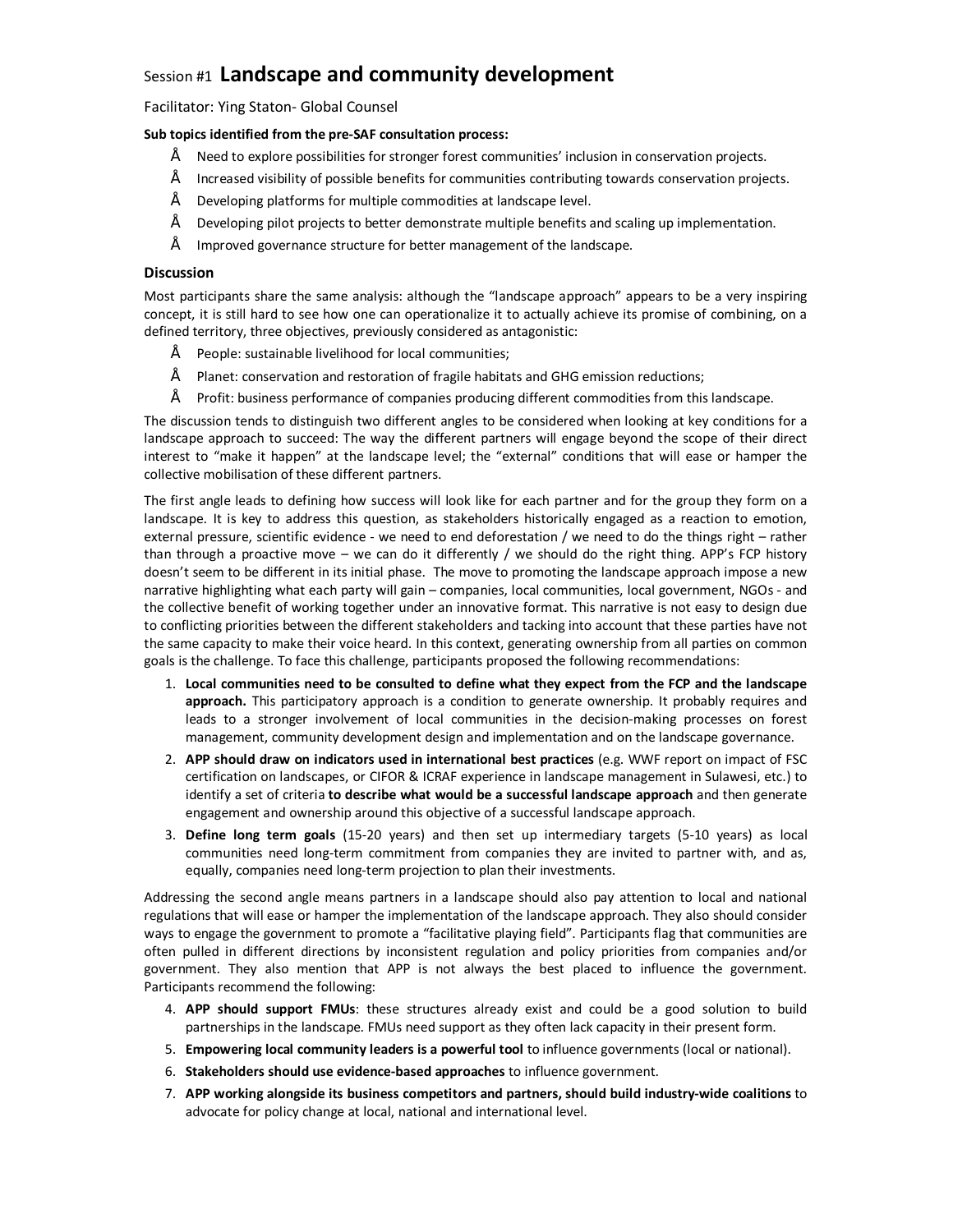Session #1 **Landscape and community development**

Facilitator: Ying Staton- Global Counsel

**Sub topics identified from the pre-SAF consultation process:**

- Need to explore possibilities for stronger forest communities' inclusion in conservation projects.
- Increased visibility of possible benefits for communities contributing towards conservation projects.
- Developing platforms for multiple commodities at landscape level.
- Developing pilot projects to better demonstrate multiple benefits and scaling up implementation.
- Improved governance structure for better management of the landscape.

### Discussion

Most participants share the same analysis: although the "landscape approach" appears to be a very inspiring concept, it is still hard to see how one can operationalize it to actually achieve its promise of combining, on a defined territory, three objectives, previously considered as antagonistic:

- People: sustainable livelihood for local communities;
- Planet: conservation and restoration of fragile habitats and GHG emission reductions;
- Profit: business performance of companies producing different commodities from this landscape.

The discussion tends to distinguish two different angles to be considered when looking at key conditions for a landscape approach to succeed: The way the different partners will engage beyond the scope of their direct interest to "make it happen" at the landscape level; the "external" conditions that will ease or hamper the collective mobilisation of these different partners.

The first angle leads to defining how success will look like for each partner and for the group they form on a landscape. It is key to address this question, as stakeholders historically engaged as a reaction to emotion, external pressure, scientific evidence - we need to end deforestation / we need to do the things right – rather than through a proactive move – we can do it differently / we should do the right thing. APP's FCP history doesn't seem to be different in its initial phase. The move to promoting the landscape approach impose a new narrative highlighting what each party will gain – companies, local communities, local government, NGOs - and the collective benefit of working together under an innovative format. This narrative is not easy to design due to conflicting priorities between the different stakeholders and tacking into account that these parties have not the same capacity to make their voice heard. In this context, generating ownership from all parties on common goals is the challenge. To face this challenge, participants proposed the following recommendations:

1. **Local communities need to be consulted to define what they expect from the FCP and the landscape approach.** This participatory approach is a condition to generate ownership. It probably requires and leads to a stronger involvement of local communities in the decision-making processes on forest management, community development design and implementation and on the landscape governance.
2. **APP should draw on indicators used in international best practices** (e.g. WWF report on impact of FSC certification on landscapes, or CIFOR & ICRAF experience in landscape management in Sulawesi, etc.) to identify a set of criteria **to describe what would be a successful landscape approach** and then generate engagement and ownership around this objective of a successful landscape approach.
3. **Define long term goals** (15-20 years) and then set up intermediary targets (5-10 years) as local communities need long-term commitment from companies they are invited to partner with, and as, equally, companies need long-term projection to plan their investments.

Addressing the second angle means partners in a landscape should also pay attention to local and national regulations that will ease or hamper the implementation of the landscape approach. They also should consider ways to engage the government to promote a "facilitative playing field". Participants flag that communities are often pulled in different directions by inconsistent regulation and policy priorities from companies and/or government. They also mention that APP is not always the best placed to influence the government. Participants recommend the following:

4. **APP should support FMUs**: these structures already exist and could be a good solution to build partnerships in the landscape. FMUs need support as they often lack capacity in their present form.
5. **Empowering local community leaders is a powerful tool** to influence governments (local or national).
6. **Stakeholders should use evidence-based approaches** to influence government.
7. **APP working alongside its business competitors and partners, should build industry-wide coalitions** to advocate for policy change at local, national and international level.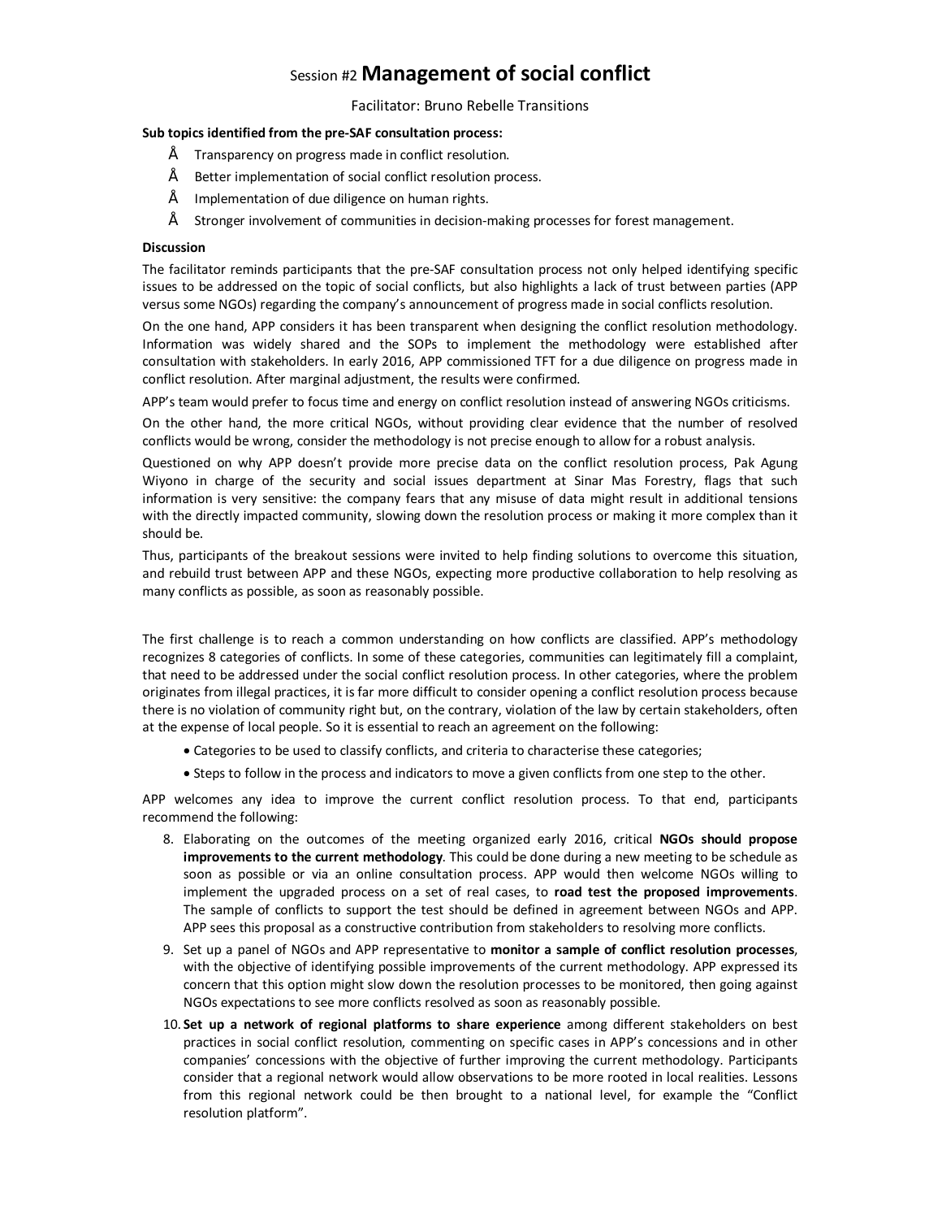Session #2 **Management of social conflict**

Facilitator: Bruno Rebelle Transitions

**Sub topics identified from the pre-SAF consultation process:**

- Transparency on progress made in conflict resolution.
- Better implementation of social conflict resolution process.
- Implementation of due diligence on human rights.
- Stronger involvement of communities in decision-making processes for forest management.

**Discussion**

The facilitator reminds participants that the pre-SAF consultation process not only helped identifying specific issues to be addressed on the topic of social conflicts, but also highlights a lack of trust between parties (APP versus some NGOs) regarding the company's announcement of progress made in social conflicts resolution.

On the one hand, APP considers it has been transparent when designing the conflict resolution methodology. Information was widely shared and the SOPs to implement the methodology were established after consultation with stakeholders. In early 2016, APP commissioned TFT for a due diligence on progress made in conflict resolution. After marginal adjustment, the results were confirmed.

APP's team would prefer to focus time and energy on conflict resolution instead of answering NGOs criticisms.

On the other hand, the more critical NGOs, without providing clear evidence that the number of resolved conflicts would be wrong, consider the methodology is not precise enough to allow for a robust analysis.

Questioned on why APP doesn't provide more precise data on the conflict resolution process, Pak Agung Wiyono in charge of the security and social issues department at Sinar Mas Forestry, flags that such information is very sensitive: the company fears that any misuse of data might result in additional tensions with the directly impacted community, slowing down the resolution process or making it more complex than it should be.

Thus, participants of the breakout sessions were invited to help finding solutions to overcome this situation, and rebuild trust between APP and these NGOs, expecting more productive collaboration to help resolving as many conflicts as possible, as soon as reasonably possible.

The first challenge is to reach a common understanding on how conflicts are classified. APP's methodology recognizes 8 categories of conflicts. In some of these categories, communities can legitimately fill a complaint, that need to be addressed under the social conflict resolution process. In other categories, where the problem originates from illegal practices, it is far more difficult to consider opening a conflict resolution process because there is no violation of community right but, on the contrary, violation of the law by certain stakeholders, often at the expense of local people. So it is essential to reach an agreement on the following:

- Categories to be used to classify conflicts, and criteria to characterise these categories;
- Steps to follow in the process and indicators to move a given conflicts from one step to the other.

APP welcomes any idea to improve the current conflict resolution process. To that end, participants recommend the following:

8. Elaborating on the outcomes of the meeting organized early 2016, critical **NGOs should propose improvements to the current methodology**. This could be done during a new meeting to be schedule as soon as possible or via an online consultation process. APP would then welcome NGOs willing to implement the upgraded process on a set of real cases, to **road test the proposed improvements**. The sample of conflicts to support the test should be defined in agreement between NGOs and APP. APP sees this proposal as a constructive contribution from stakeholders to resolving more conflicts.
9. Set up a panel of NGOs and APP representative to **monitor a sample of conflict resolution processes**, with the objective of identifying possible improvements of the current methodology. APP expressed its concern that this option might slow down the resolution processes to be monitored, then going against NGOs expectations to see more conflicts resolved as soon as reasonably possible.
10. **Set up a network of regional platforms to share experience** among different stakeholders on best practices in social conflict resolution, commenting on specific cases in APP's concessions and in other companies' concessions with the objective of further improving the current methodology. Participants consider that a regional network would allow observations to be more rooted in local realities. Lessons from this regional network could be then brought to a national level, for example the "Conflict resolution platform".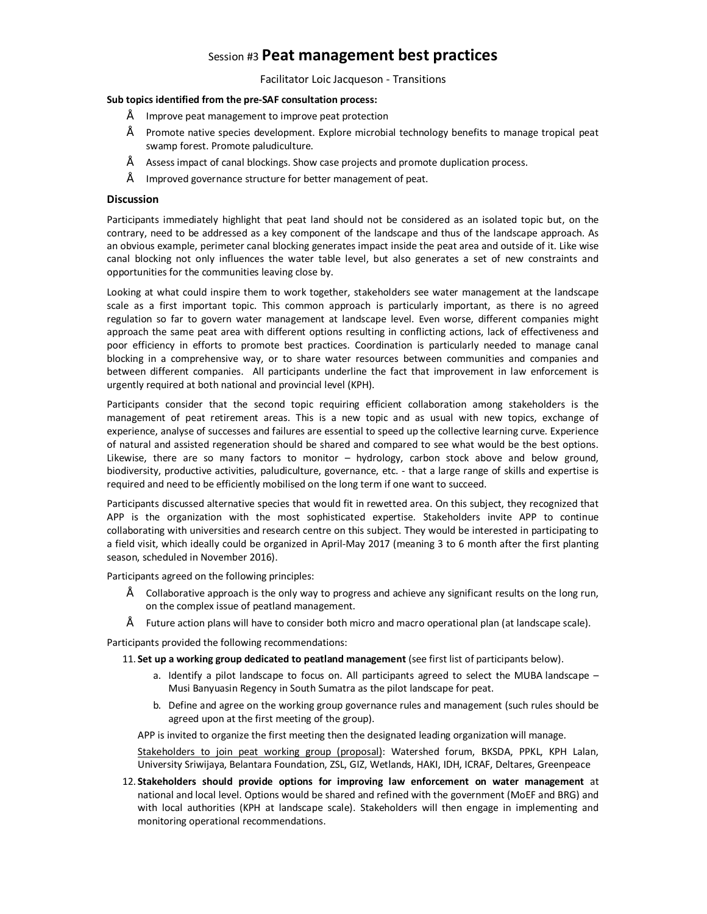Session #3 **Peat management best practices**

Facilitator Loic Jacqueson - Transitions

**Sub topics identified from the pre-SAF consultation process:**

- Improve peat management to improve peat protection
- Promote native species development. Explore microbial technology benefits to manage tropical peat swamp forest. Promote paludiculture.
- Assess impact of canal blockings. Show case projects and promote duplication process.
- Improved governance structure for better management of peat.

### Discussion

Participants immediately highlight that peat land should not be considered as an isolated topic but, on the contrary, need to be addressed as a key component of the landscape and thus of the landscape approach. As an obvious example, perimeter canal blocking generates impact inside the peat area and outside of it. Like wise canal blocking not only influences the water table level, but also generates a set of new constraints and opportunities for the communities leaving close by.

Looking at what could inspire them to work together, stakeholders see water management at the landscape scale as a first important topic. This common approach is particularly important, as there is no agreed regulation so far to govern water management at landscape level. Even worse, different companies might approach the same peat area with different options resulting in conflicting actions, lack of effectiveness and poor efficiency in efforts to promote best practices. Coordination is particularly needed to manage canal blocking in a comprehensive way, or to share water resources between communities and companies and between different companies. All participants underline the fact that improvement in law enforcement is urgently required at both national and provincial level (KPH).

Participants consider that the second topic requiring efficient collaboration among stakeholders is the management of peat retirement areas. This is a new topic and as usual with new topics, exchange of experience, analyse of successes and failures are essential to speed up the collective learning curve. Experience of natural and assisted regeneration should be shared and compared to see what would be the best options. Likewise, there are so many factors to monitor – hydrology, carbon stock above and below ground, biodiversity, productive activities, paludiculture, governance, etc. - that a large range of skills and expertise is required and need to be efficiently mobilised on the long term if one want to succeed.

Participants discussed alternative species that would fit in rewetted area. On this subject, they recognized that APP is the organization with the most sophisticated expertise. Stakeholders invite APP to continue collaborating with universities and research centre on this subject. They would be interested in participating to a field visit, which ideally could be organized in April-May 2017 (meaning 3 to 6 month after the first planting season, scheduled in November 2016).

Participants agreed on the following principles:

- Collaborative approach is the only way to progress and achieve any significant results on the long run, on the complex issue of peatland management.
- Future action plans will have to consider both micro and macro operational plan (at landscape scale).

Participants provided the following recommendations:

11. **Set up a working group dedicated to peatland management** (see first list of participants below).
    a. Identify a pilot landscape to focus on. All participants agreed to select the MUBA landscape – Musi Banyuasin Regency in South Sumatra as the pilot landscape for peat.
    b. Define and agree on the working group governance rules and management (such rules should be agreed upon at the first meeting of the group).

    APP is invited to organize the first meeting then the designated leading organization will manage.

    Stakeholders to join peat working group (proposal): Watershed forum, BKSDA, PPKL, KPH Lalan, University Sriwijaya, Belantara Foundation, ZSL, GIZ, Wetlands, HAKI, IDH, ICRAF, Deltares, Greenpeace

12. **Stakeholders should provide options for improving law enforcement on water management** at national and local level. Options would be shared and refined with the government (MoEF and BRG) and with local authorities (KPH at landscape scale). Stakeholders will then engage in implementing and monitoring operational recommendations.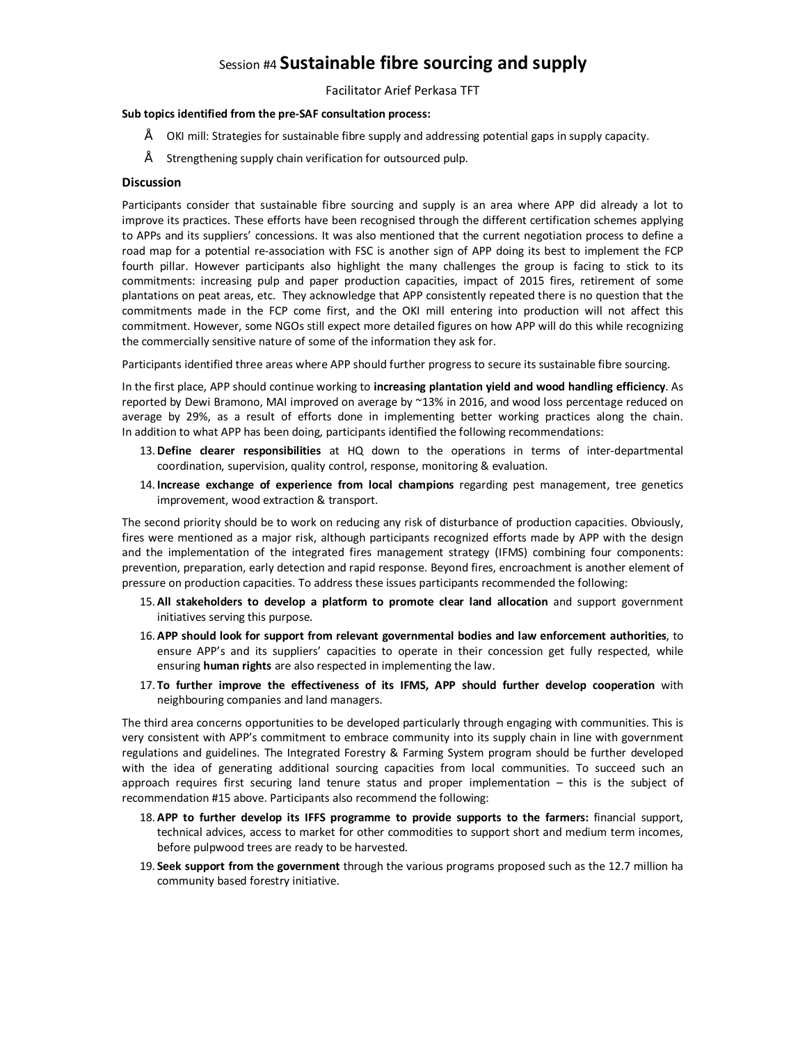# Session #4 **Sustainable fibre sourcing and supply**

Facilitator Arief Perkasa TFT

**Sub topics identified from the pre-SAF consultation process:**

- OKI mill: Strategies for sustainable fibre supply and addressing potential gaps in supply capacity.
- Strengthening supply chain verification for outsourced pulp.

### Discussion

Participants consider that sustainable fibre sourcing and supply is an area where APP did already a lot to improve its practices. These efforts have been recognised through the different certification schemes applying to APPs and its suppliers' concessions. It was also mentioned that the current negotiation process to define a road map for a potential re-association with FSC is another sign of APP doing its best to implement the FCP fourth pillar. However participants also highlight the many challenges the group is facing to stick to its commitments: increasing pulp and paper production capacities, impact of 2015 fires, retirement of some plantations on peat areas, etc. They acknowledge that APP consistently repeated there is no question that the commitments made in the FCP come first, and the OKI mill entering into production will not affect this commitment. However, some NGOs still expect more detailed figures on how APP will do this while recognizing the commercially sensitive nature of some of the information they ask for.

Participants identified three areas where APP should further progress to secure its sustainable fibre sourcing.

In the first place, APP should continue working to **increasing plantation yield and wood handling efficiency**. As reported by Dewi Bramono, MAI improved on average by ~13% in 2016, and wood loss percentage reduced on average by 29%, as a result of efforts done in implementing better working practices along the chain. In addition to what APP has been doing, participants identified the following recommendations:

13. **Define clearer responsibilities** at HQ down to the operations in terms of inter-departmental coordination, supervision, quality control, response, monitoring & evaluation.
14. **Increase exchange of experience from local champions** regarding pest management, tree genetics improvement, wood extraction & transport.

The second priority should be to work on reducing any risk of disturbance of production capacities. Obviously, fires were mentioned as a major risk, although participants recognized efforts made by APP with the design and the implementation of the integrated fires management strategy (IFMS) combining four components: prevention, preparation, early detection and rapid response. Beyond fires, encroachment is another element of pressure on production capacities. To address these issues participants recommended the following:

15. **All stakeholders to develop a platform to promote clear land allocation** and support government initiatives serving this purpose.
16. **APP should look for support from relevant governmental bodies and law enforcement authorities**, to ensure APP's and its suppliers' capacities to operate in their concession get fully respected, while ensuring **human rights** are also respected in implementing the law.
17. **To further improve the effectiveness of its IFMS, APP should further develop cooperation** with neighbouring companies and land managers.

The third area concerns opportunities to be developed particularly through engaging with communities. This is very consistent with APP's commitment to embrace community into its supply chain in line with government regulations and guidelines. The Integrated Forestry & Farming System program should be further developed with the idea of generating additional sourcing capacities from local communities. To succeed such an approach requires first securing land tenure status and proper implementation – this is the subject of recommendation #15 above. Participants also recommend the following:

18. **APP to further develop its IFFS programme to provide supports to the farmers:** financial support, technical advices, access to market for other commodities to support short and medium term incomes, before pulpwood trees are ready to be harvested.
19. **Seek support from the government** through the various programs proposed such as the 12.7 million ha community based forestry initiative.